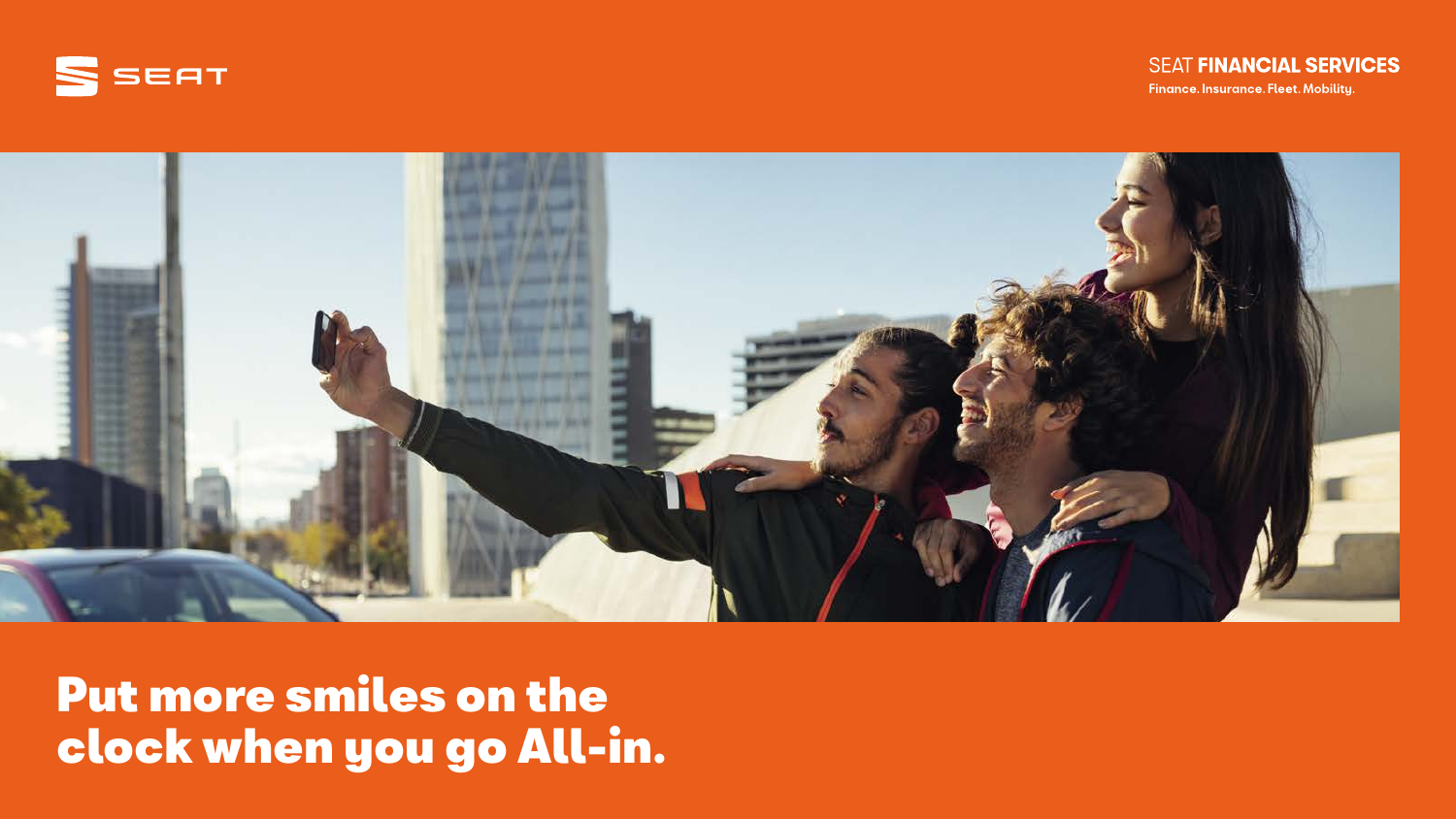SEAT

SEAT **FINANCIAL SERVICES**

**Finance. Insurance. Fleet. Mobility.**

# Put more smiles on the clock when you go All-in.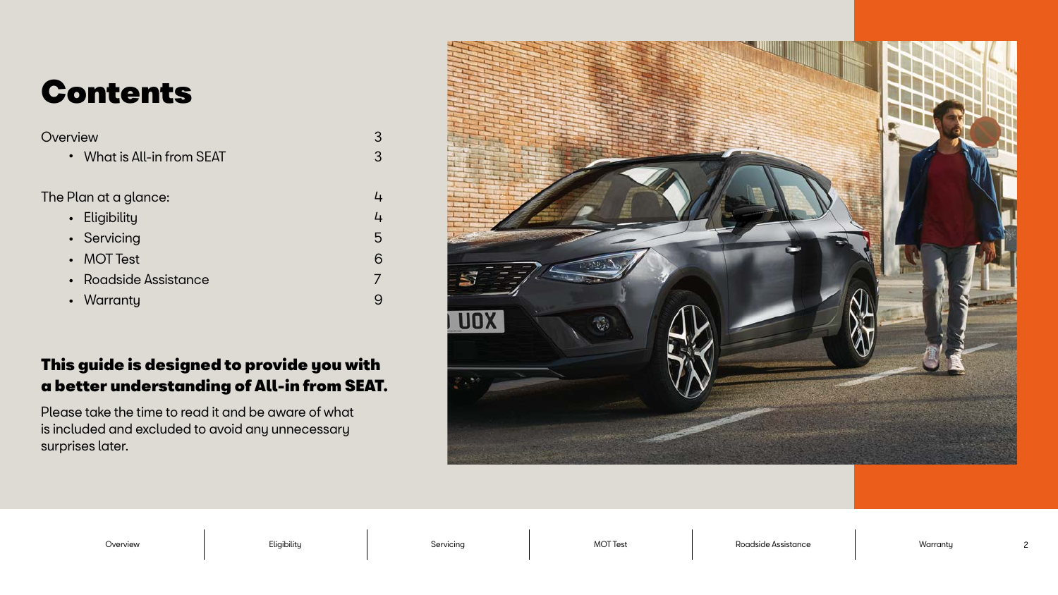# Contents

| | |
|---|---|
| Overview | 3 |
| • What is All-in from SEAT | 3 |
| The Plan at a glance: | 4 |
| • Eligibility | 4 |
| • Servicing | 5 |
| • MOT Test | 6 |
| • Roadside Assistance | 7 |
| • Warranty | 9 |

**This guide is designed to provide you with a better understanding of All-in from SEAT.**

Please take the time to read it and be aware of what is included and excluded to avoid any unnecessary surprises later.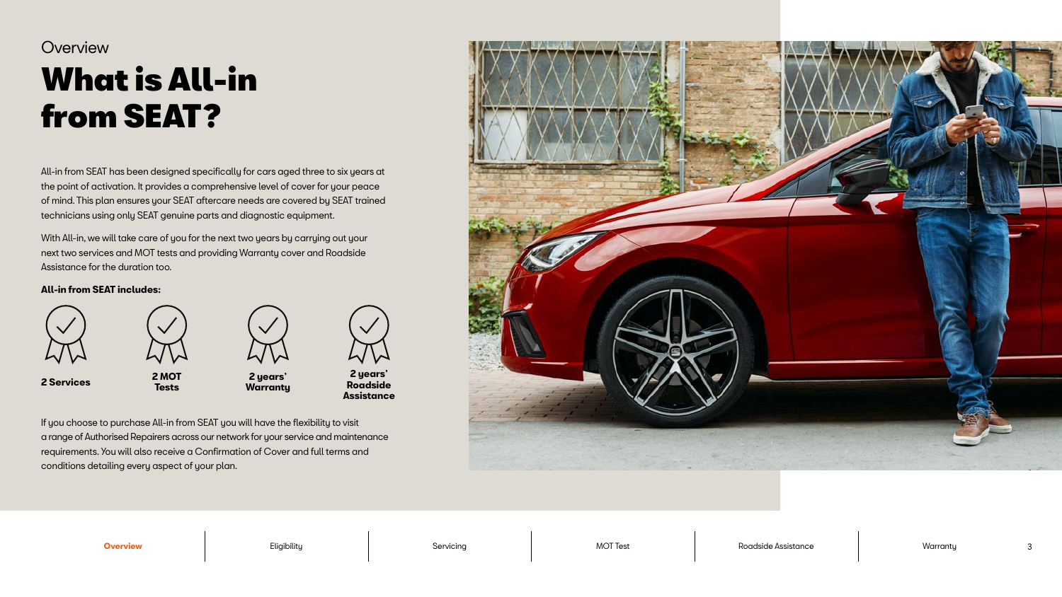Overview

# What is All-in from SEAT?

All-in from SEAT has been designed specifically for cars aged three to six years at the point of activation. It provides a comprehensive level of cover for your peace of mind. This plan ensures your SEAT aftercare needs are covered by SEAT trained technicians using only SEAT genuine parts and diagnostic equipment.

With All-in, we will take care of you for the next two years by carrying out your next two services and MOT tests and providing Warranty cover and Roadside Assistance for the duration too.

**All-in from SEAT includes:**

- **2 Services**
- **2 MOT Tests**
- **2 years' Warranty**
- **2 years' Roadside Assistance**

If you choose to purchase All-in from SEAT you will have the flexibility to visit a range of Authorised Repairers across our network for your service and maintenance requirements. You will also receive a Confirmation of Cover and full terms and conditions detailing every aspect of your plan.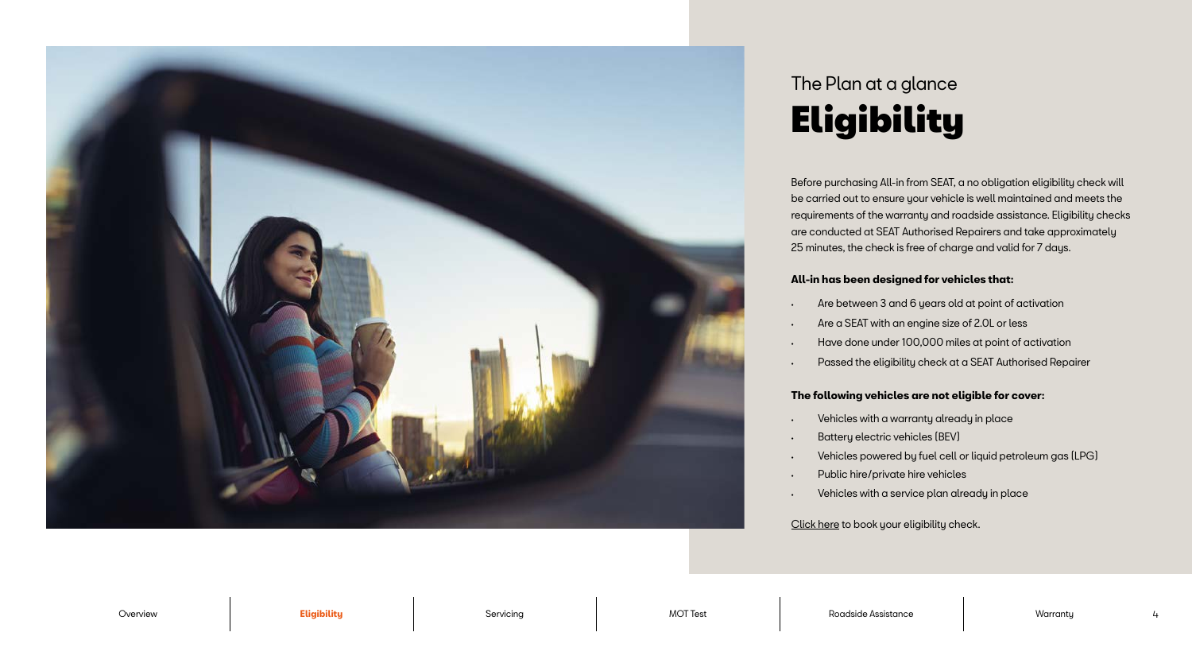## The Plan at a glance

# Eligibility

Before purchasing All-in from SEAT, a no obligation eligibility check will be carried out to ensure your vehicle is well maintained and meets the requirements of the warranty and roadside assistance. Eligibility checks are conducted at SEAT Authorised Repairers and take approximately 25 minutes, the check is free of charge and valid for 7 days.

**All-in has been designed for vehicles that:**

- Are between 3 and 6 years old at point of activation
- Are a SEAT with an engine size of 2.0L or less
- Have done under 100,000 miles at point of activation
- Passed the eligibility check at a SEAT Authorised Repairer

**The following vehicles are not eligible for cover:**

- Vehicles with a warranty already in place
- Battery electric vehicles (BEV)
- Vehicles powered by fuel cell or liquid petroleum gas (LPG)
- Public hire/private hire vehicles
- Vehicles with a service plan already in place

Click here to book your eligibility check.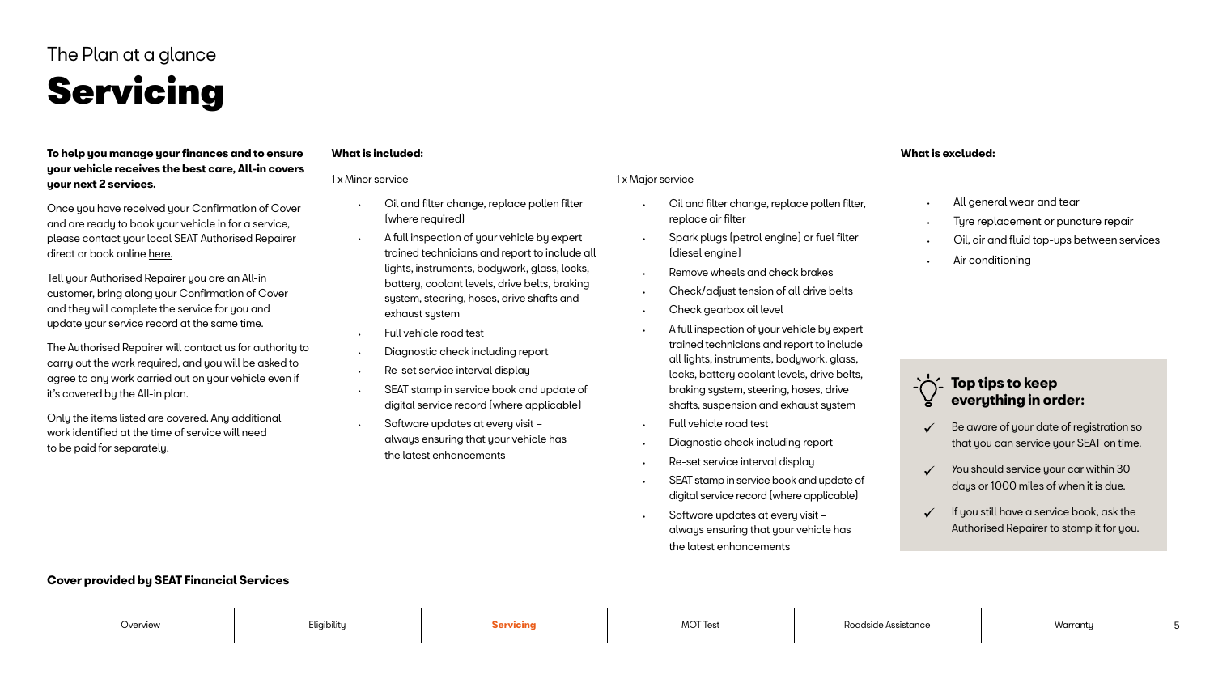The Plan at a glance

# Servicing

**To help you manage your finances and to ensure your vehicle receives the best care, All-in covers your next 2 services.**

Once you have received your Confirmation of Cover and are ready to book your vehicle in for a service, please contact your local SEAT Authorised Repairer direct or book online here.

Tell your Authorised Repairer you are an All-in customer, bring along your Confirmation of Cover and they will complete the service for you and update your service record at the same time.

The Authorised Repairer will contact us for authority to carry out the work required, and you will be asked to agree to any work carried out on your vehicle even if it's covered by the All-in plan.

Only the items listed are covered. Any additional work identified at the time of service will need to be paid for separately.

**What is included:**

1 x Minor service

- Oil and filter change, replace pollen filter (where required)
- A full inspection of your vehicle by expert trained technicians and report to include all lights, instruments, bodywork, glass, locks, battery, coolant levels, drive belts, braking system, steering, hoses, drive shafts and exhaust system
- Full vehicle road test
- Diagnostic check including report
- Re-set service interval display
- SEAT stamp in service book and update of digital service record (where applicable)
- Software updates at every visit – always ensuring that your vehicle has the latest enhancements

1 x Major service

- Oil and filter change, replace pollen filter, replace air filter
- Spark plugs (petrol engine) or fuel filter (diesel engine)
- Remove wheels and check brakes
- Check/adjust tension of all drive belts
- Check gearbox oil level
- A full inspection of your vehicle by expert trained technicians and report to include all lights, instruments, bodywork, glass, locks, battery coolant levels, drive belts, braking system, steering, hoses, drive shafts, suspension and exhaust system
- Full vehicle road test
- Diagnostic check including report
- Re-set service interval display
- SEAT stamp in service book and update of digital service record (where applicable)
- Software updates at every visit – always ensuring that your vehicle has the latest enhancements

**What is excluded:**

- All general wear and tear
- Tyre replacement or puncture repair
- Oil, air and fluid top-ups between services
- Air conditioning

**Top tips to keep everything in order:**

- ✓ Be aware of your date of registration so that you can service your SEAT on time.
- ✓ You should service your car within 30 days or 1000 miles of when it is due.
- ✓ If you still have a service book, ask the Authorised Repairer to stamp it for you.

**Cover provided by SEAT Financial Services**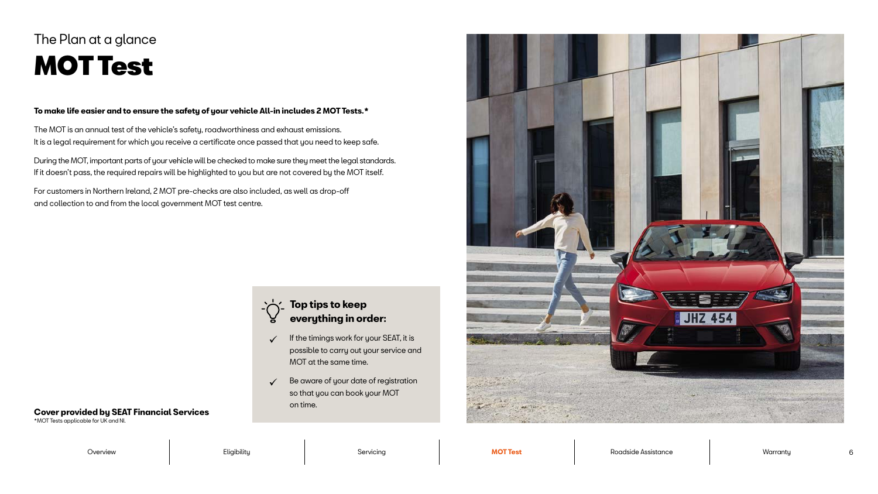The Plan at a glance

# MOT Test

**To make life easier and to ensure the safety of your vehicle All-in includes 2 MOT Tests.***

The MOT is an annual test of the vehicle's safety, roadworthiness and exhaust emissions.
It is a legal requirement for which you receive a certificate once passed that you need to keep safe.

During the MOT, important parts of your vehicle will be checked to make sure they meet the legal standards.
If it doesn't pass, the required repairs will be highlighted to you but are not covered by the MOT itself.

For customers in Northern Ireland, 2 MOT pre-checks are also included, as well as drop-off
and collection to and from the local government MOT test centre.

### Top tips to keep everything in order:

- ✓ If the timings work for your SEAT, it is possible to carry out your service and MOT at the same time.
- ✓ Be aware of your date of registration so that you can book your MOT on time.

**Cover provided by SEAT Financial Services**

*MOT Tests applicable for UK and NI.

Overview | Eligibility | Servicing | **MOT Test** | Roadside Assistance | Warranty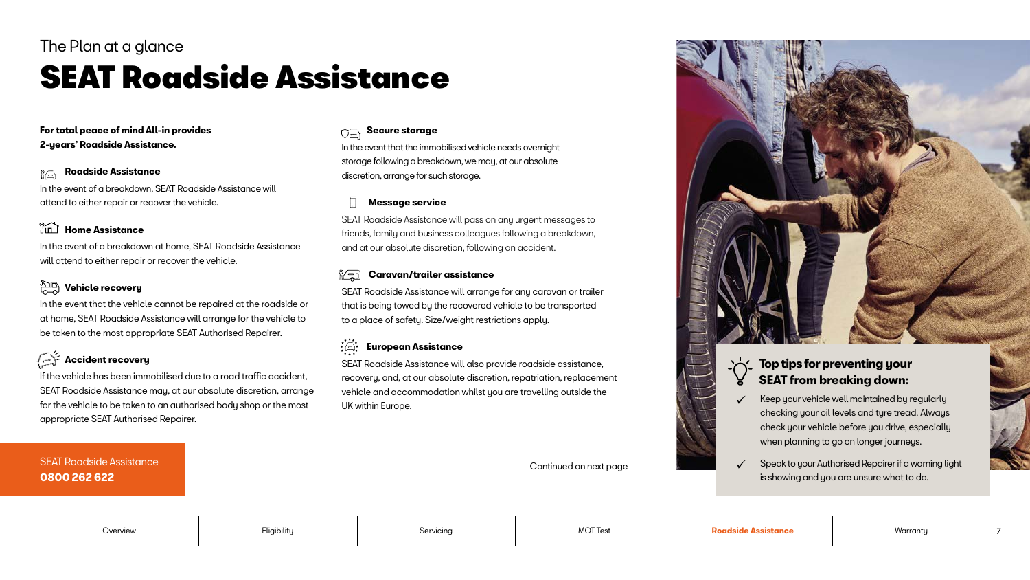The Plan at a glance

# SEAT Roadside Assistance

**For total peace of mind All-in provides 2-years' Roadside Assistance.**

### Roadside Assistance

In the event of a breakdown, SEAT Roadside Assistance will attend to either repair or recover the vehicle.

### Home Assistance

In the event of a breakdown at home, SEAT Roadside Assistance will attend to either repair or recover the vehicle.

### Vehicle recovery

In the event that the vehicle cannot be repaired at the roadside or at home, SEAT Roadside Assistance will arrange for the vehicle to be taken to the most appropriate SEAT Authorised Repairer.

### Accident recovery

If the vehicle has been immobilised due to a road traffic accident, SEAT Roadside Assistance may, at our absolute discretion, arrange for the vehicle to be taken to an authorised body shop or the most appropriate SEAT Authorised Repairer.

SEAT Roadside Assistance
**0800 262 622**

### Secure storage

In the event that the immobilised vehicle needs overnight storage following a breakdown, we may, at our absolute discretion, arrange for such storage.

### Message service

SEAT Roadside Assistance will pass on any urgent messages to friends, family and business colleagues following a breakdown, and at our absolute discretion, following an accident.

### Caravan/trailer assistance

SEAT Roadside Assistance will arrange for any caravan or trailer that is being towed by the recovered vehicle to be transported to a place of safety. Size/weight restrictions apply.

### European Assistance

SEAT Roadside Assistance will also provide roadside assistance, recovery, and, at our absolute discretion, repatriation, replacement vehicle and accommodation whilst you are travelling outside the UK within Europe.

Continued on next page

### Top tips for preventing your SEAT from breaking down:

- ✓ Keep your vehicle well maintained by regularly checking your oil levels and tyre tread. Always check your vehicle before you drive, especially when planning to go on longer journeys.
- ✓ Speak to your Authorised Repairer if a warning light is showing and you are unsure what to do.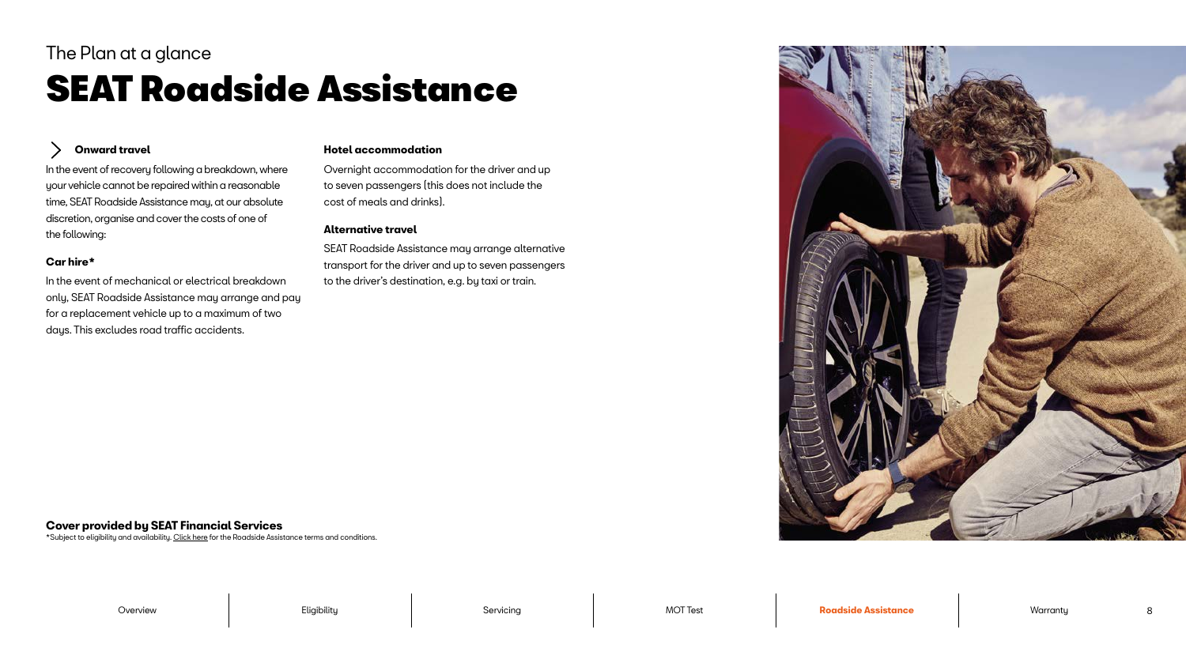The Plan at a glance

# SEAT Roadside Assistance

### Onward travel

In the event of recovery following a breakdown, where your vehicle cannot be repaired within a reasonable time, SEAT Roadside Assistance may, at our absolute discretion, organise and cover the costs of one of the following:

**Car hire***

In the event of mechanical or electrical breakdown only, SEAT Roadside Assistance may arrange and pay for a replacement vehicle up to a maximum of two days. This excludes road traffic accidents.

**Hotel accommodation**

Overnight accommodation for the driver and up to seven passengers (this does not include the cost of meals and drinks).

**Alternative travel**

SEAT Roadside Assistance may arrange alternative transport for the driver and up to seven passengers to the driver's destination, e.g. by taxi or train.

**Cover provided by SEAT Financial Services**

*Subject to eligibility and availability. Click here for the Roadside Assistance terms and conditions.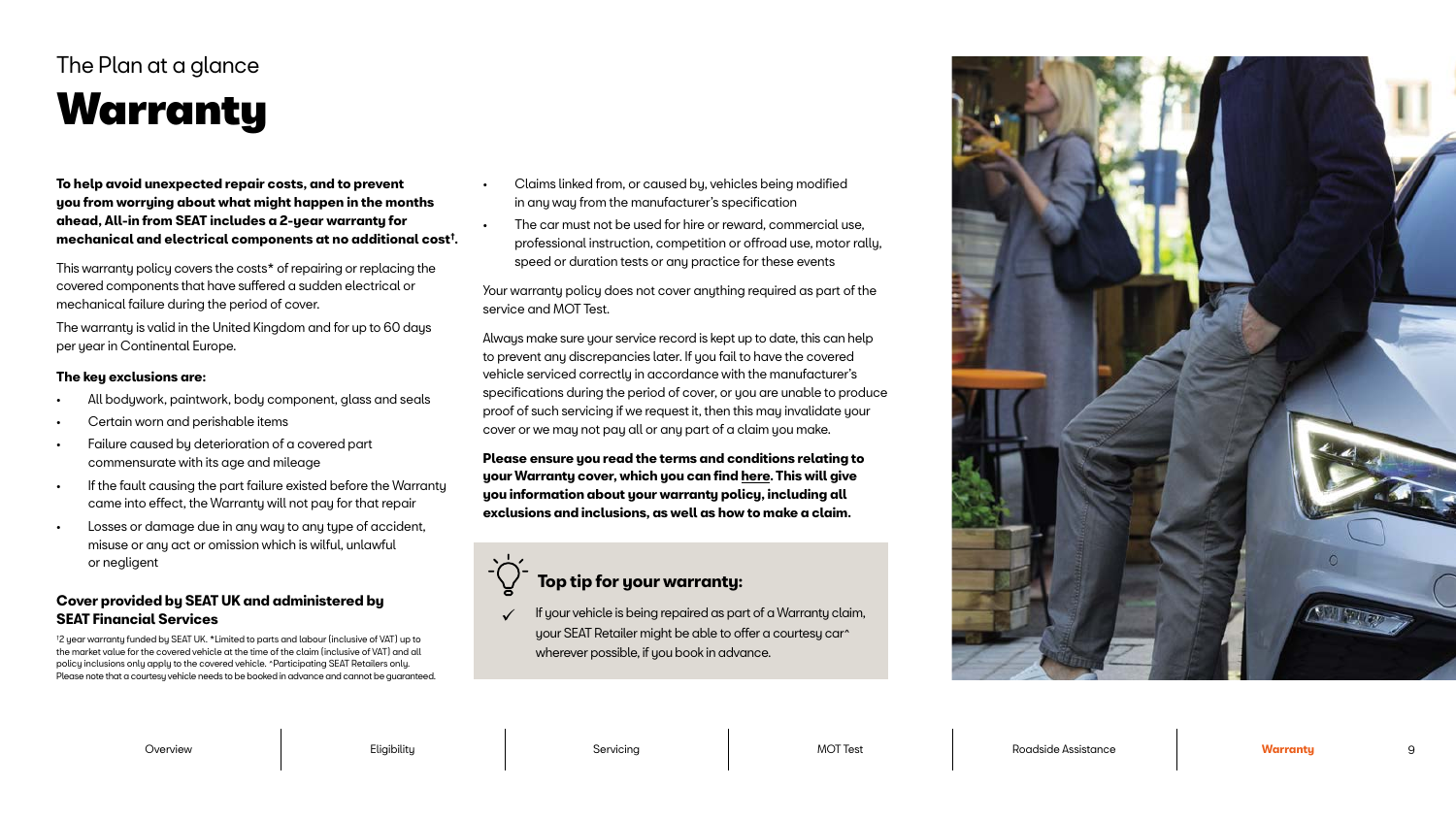The Plan at a glance

# Warranty

**To help avoid unexpected repair costs, and to prevent you from worrying about what might happen in the months ahead, All-in from SEAT includes a 2-year warranty for mechanical and electrical components at no additional cost[†].**

This warranty policy covers the costs* of repairing or replacing the covered components that have suffered a sudden electrical or mechanical failure during the period of cover.

The warranty is valid in the United Kingdom and for up to 60 days per year in Continental Europe.

**The key exclusions are:**

- All bodywork, paintwork, body component, glass and seals
- Certain worn and perishable items
- Failure caused by deterioration of a covered part commensurate with its age and mileage
- If the fault causing the part failure existed before the Warranty came into effect, the Warranty will not pay for that repair
- Losses or damage due in any way to any type of accident, misuse or any act or omission which is wilful, unlawful or negligent
- Claims linked from, or caused by, vehicles being modified in any way from the manufacturer's specification
- The car must not be used for hire or reward, commercial use, professional instruction, competition or offroad use, motor rally, speed or duration tests or any practice for these events

Your warranty policy does not cover anything required as part of the service and MOT Test.

Always make sure your service record is kept up to date, this can help to prevent any discrepancies later. If you fail to have the covered vehicle serviced correctly in accordance with the manufacturer's specifications during the period of cover, or you are unable to produce proof of such servicing if we request it, then this may invalidate your cover or we may not pay all or any part of a claim you make.

**Please ensure you read the terms and conditions relating to your Warranty cover, which you can find here. This will give you information about your warranty policy, including all exclusions and inclusions, as well as how to make a claim.**

### Top tip for your warranty:

✓ If your vehicle is being repaired as part of a Warranty claim, your SEAT Retailer might be able to offer a courtesy car^ wherever possible, if you book in advance.

**Cover provided by SEAT UK and administered by SEAT Financial Services**

[†]2 year warranty funded by SEAT UK. *Limited to parts and labour (inclusive of VAT) up to the market value for the covered vehicle at the time of the claim (inclusive of VAT) and all policy inclusions only apply to the covered vehicle. ^Participating SEAT Retailers only. Please note that a courtesy vehicle needs to be booked in advance and cannot be guaranteed.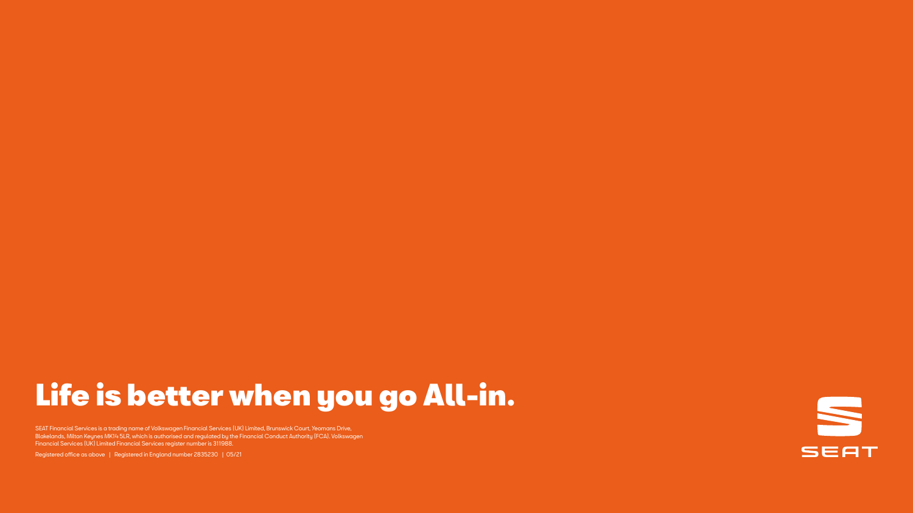# Life is better when you go All-in.

SEAT Financial Services is a trading name of Volkswagen Financial Services (UK) Limited, Brunswick Court, Yeomans Drive, Blakelands, Milton Keynes MK14 5LR, which is authorised and regulated by the Financial Conduct Authority (FCA). Volkswagen Financial Services (UK) Limited Financial Services register number is 311988.

Registered office as above | Registered in England number 2835230 | 05/21

SEAT